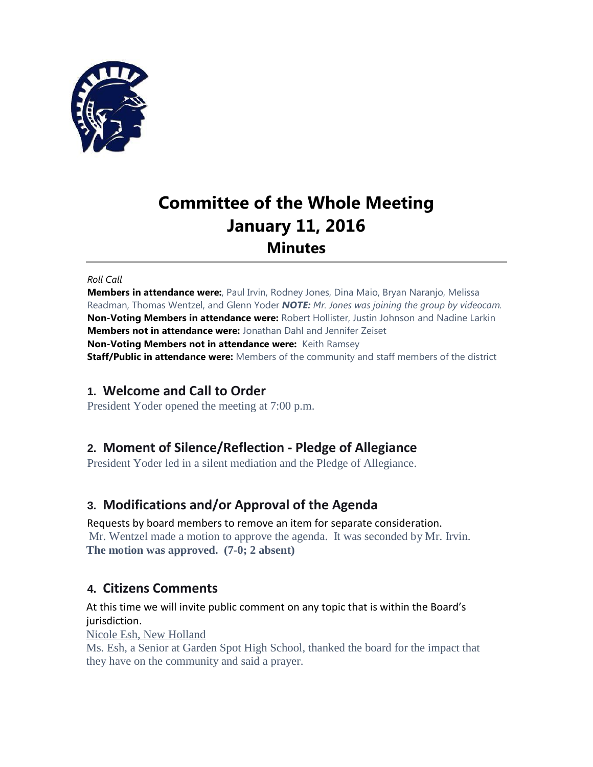# Committee of the Whole Meeting
# January 11, 2016
## Minutes

*Roll Call*

**Members in attendance were:**, Paul Irvin, Rodney Jones, Dina Maio, Bryan Naranjo, Melissa Readman, Thomas Wentzel, and Glenn Yoder ***NOTE:*** *Mr. Jones was joining the group by videocam.*
**Non-Voting Members in attendance were:** Robert Hollister, Justin Johnson and Nadine Larkin
**Members not in attendance were:** Jonathan Dahl and Jennifer Zeiset
**Non-Voting Members not in attendance were:** Keith Ramsey
**Staff/Public in attendance were:** Members of the community and staff members of the district

## 1. Welcome and Call to Order

President Yoder opened the meeting at 7:00 p.m.

## 2. Moment of Silence/Reflection - Pledge of Allegiance

President Yoder led in a silent mediation and the Pledge of Allegiance.

## 3. Modifications and/or Approval of the Agenda

Requests by board members to remove an item for separate consideration.
Mr. Wentzel made a motion to approve the agenda. It was seconded by Mr. Irvin.
**The motion was approved. (7-0; 2 absent)**

## 4. Citizens Comments

At this time we will invite public comment on any topic that is within the Board's jurisdiction.

Nicole Esh, New Holland

Ms. Esh, a Senior at Garden Spot High School, thanked the board for the impact that they have on the community and said a prayer.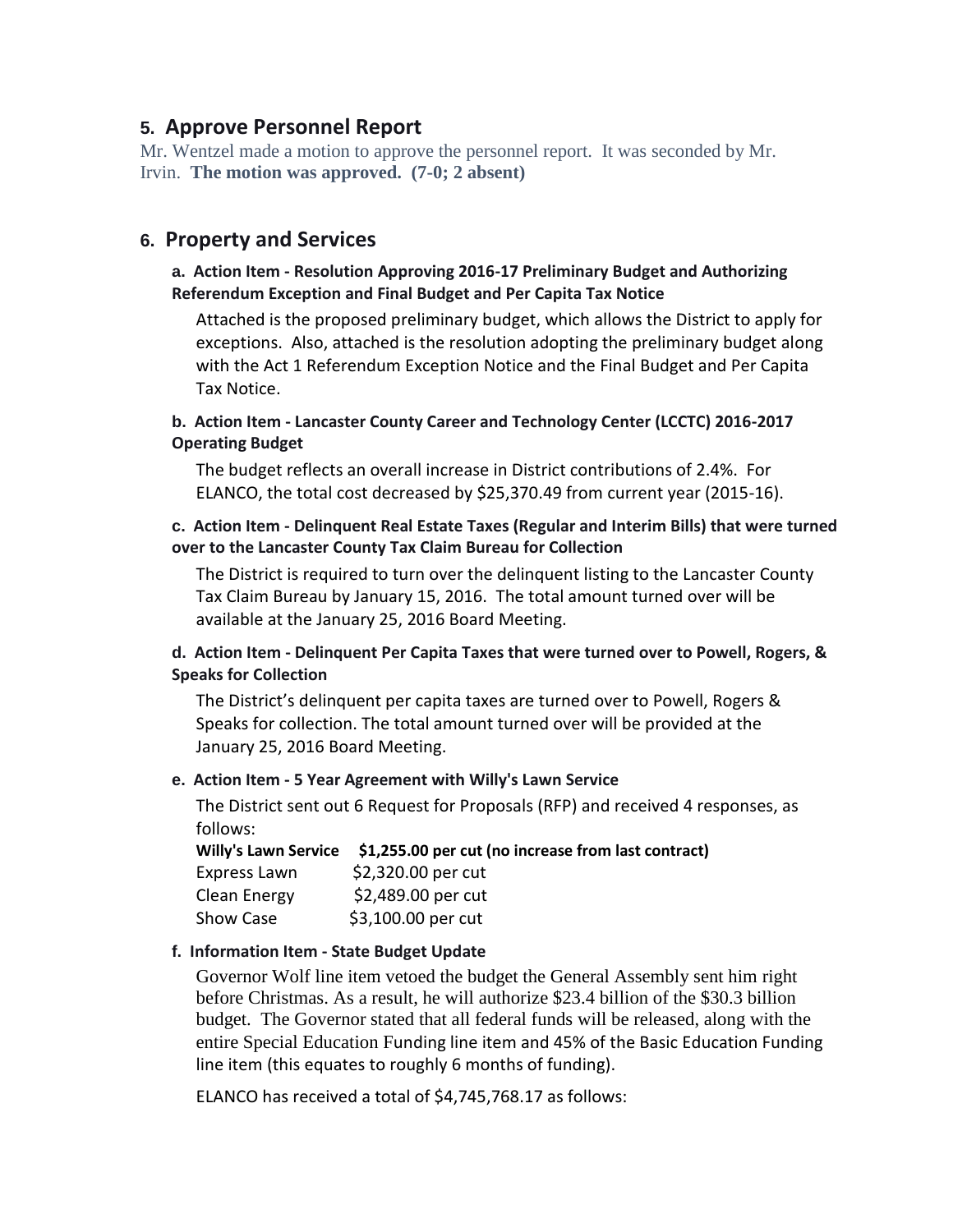## 5. Approve Personnel Report

Mr. Wentzel made a motion to approve the personnel report. It was seconded by Mr. Irvin. **The motion was approved. (7-0; 2 absent)**

## 6. Property and Services

### a. Action Item - Resolution Approving 2016-17 Preliminary Budget and Authorizing Referendum Exception and Final Budget and Per Capita Tax Notice

Attached is the proposed preliminary budget, which allows the District to apply for exceptions. Also, attached is the resolution adopting the preliminary budget along with the Act 1 Referendum Exception Notice and the Final Budget and Per Capita Tax Notice.

### b. Action Item - Lancaster County Career and Technology Center (LCCTC) 2016-2017 Operating Budget

The budget reflects an overall increase in District contributions of 2.4%. For ELANCO, the total cost decreased by $25,370.49 from current year (2015-16).

### c. Action Item - Delinquent Real Estate Taxes (Regular and Interim Bills) that were turned over to the Lancaster County Tax Claim Bureau for Collection

The District is required to turn over the delinquent listing to the Lancaster County Tax Claim Bureau by January 15, 2016. The total amount turned over will be available at the January 25, 2016 Board Meeting.

### d. Action Item - Delinquent Per Capita Taxes that were turned over to Powell, Rogers, & Speaks for Collection

The District's delinquent per capita taxes are turned over to Powell, Rogers & Speaks for collection. The total amount turned over will be provided at the January 25, 2016 Board Meeting.

### e. Action Item - 5 Year Agreement with Willy's Lawn Service

The District sent out 6 Request for Proposals (RFP) and received 4 responses, as follows:

| | |
|---|---|
| **Willy's Lawn Service** | **$1,255.00 per cut (no increase from last contract)** |
| Express Lawn | $2,320.00 per cut |
| Clean Energy | $2,489.00 per cut |
| Show Case | $3,100.00 per cut |

### f. Information Item - State Budget Update

Governor Wolf line item vetoed the budget the General Assembly sent him right before Christmas. As a result, he will authorize $23.4 billion of the $30.3 billion budget. The Governor stated that all federal funds will be released, along with the entire Special Education Funding line item and 45% of the Basic Education Funding line item (this equates to roughly 6 months of funding).

ELANCO has received a total of $4,745,768.17 as follows: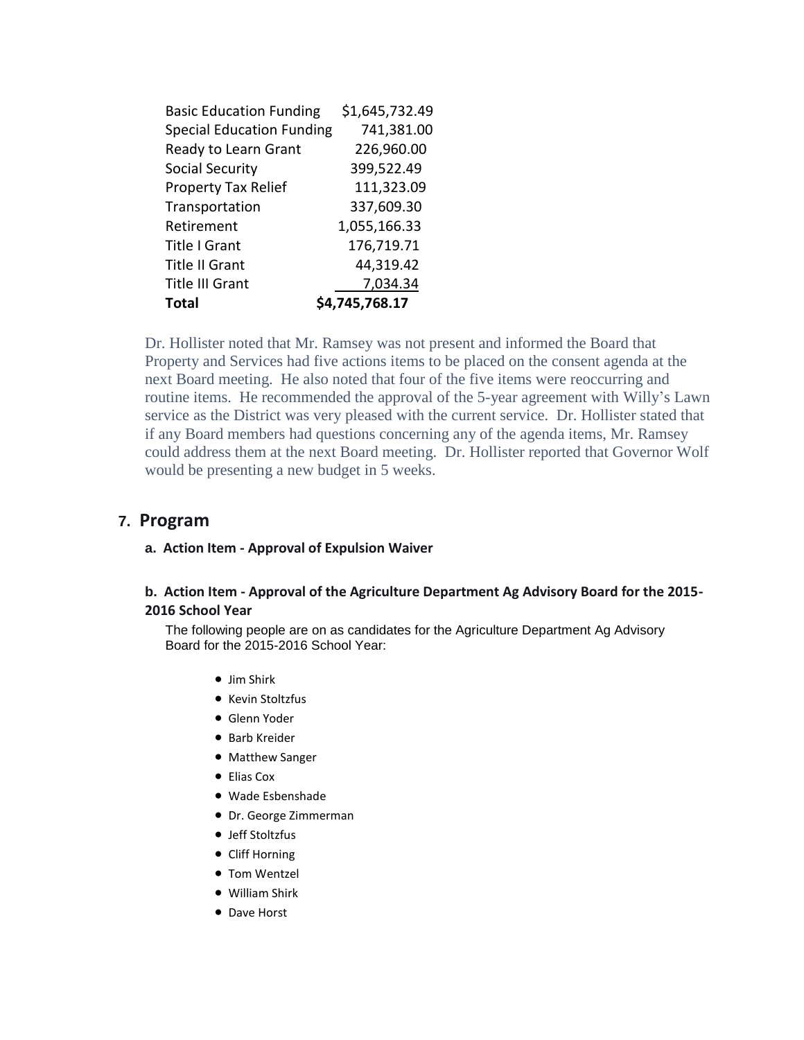| | |
|---|---|
| Basic Education Funding | $1,645,732.49 |
| Special Education Funding | 741,381.00 |
| Ready to Learn Grant | 226,960.00 |
| Social Security | 399,522.49 |
| Property Tax Relief | 111,323.09 |
| Transportation | 337,609.30 |
| Retirement | 1,055,166.33 |
| Title I Grant | 176,719.71 |
| Title II Grant | 44,319.42 |
| Title III Grant | 7,034.34 |
| **Total** | **$4,745,768.17** |

Dr. Hollister noted that Mr. Ramsey was not present and informed the Board that Property and Services had five actions items to be placed on the consent agenda at the next Board meeting. He also noted that four of the five items were reoccurring and routine items. He recommended the approval of the 5-year agreement with Willy's Lawn service as the District was very pleased with the current service. Dr. Hollister stated that if any Board members had questions concerning any of the agenda items, Mr. Ramsey could address them at the next Board meeting. Dr. Hollister reported that Governor Wolf would be presenting a new budget in 5 weeks.

## 7. Program

**a. Action Item - Approval of Expulsion Waiver**

**b. Action Item - Approval of the Agriculture Department Ag Advisory Board for the 2015-2016 School Year**

The following people are on as candidates for the Agriculture Department Ag Advisory Board for the 2015-2016 School Year:

- Jim Shirk
- Kevin Stoltzfus
- Glenn Yoder
- Barb Kreider
- Matthew Sanger
- Elias Cox
- Wade Esbenshade
- Dr. George Zimmerman
- Jeff Stoltzfus
- Cliff Horning
- Tom Wentzel
- William Shirk
- Dave Horst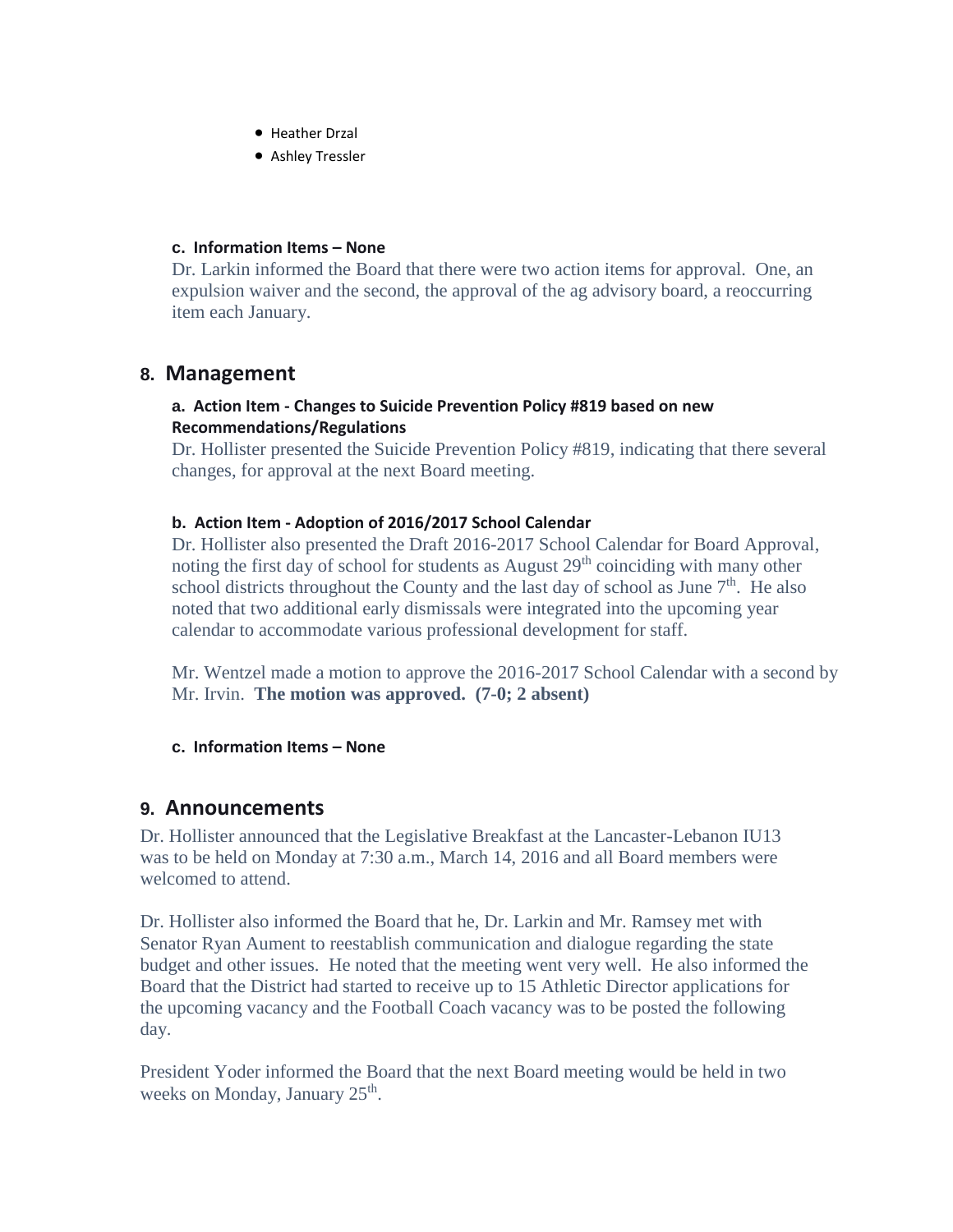- Heather Drzal
- Ashley Tressler

### c. Information Items – None

Dr. Larkin informed the Board that there were two action items for approval. One, an expulsion waiver and the second, the approval of the ag advisory board, a reoccurring item each January.

## 8. Management

### a. Action Item - Changes to Suicide Prevention Policy #819 based on new Recommendations/Regulations

Dr. Hollister presented the Suicide Prevention Policy #819, indicating that there several changes, for approval at the next Board meeting.

### b. Action Item - Adoption of 2016/2017 School Calendar

Dr. Hollister also presented the Draft 2016-2017 School Calendar for Board Approval, noting the first day of school for students as August 29th coinciding with many other school districts throughout the County and the last day of school as June 7th. He also noted that two additional early dismissals were integrated into the upcoming year calendar to accommodate various professional development for staff.

Mr. Wentzel made a motion to approve the 2016-2017 School Calendar with a second by Mr. Irvin. **The motion was approved. (7-0; 2 absent)**

### c. Information Items – None

## 9. Announcements

Dr. Hollister announced that the Legislative Breakfast at the Lancaster-Lebanon IU13 was to be held on Monday at 7:30 a.m., March 14, 2016 and all Board members were welcomed to attend.

Dr. Hollister also informed the Board that he, Dr. Larkin and Mr. Ramsey met with Senator Ryan Aument to reestablish communication and dialogue regarding the state budget and other issues. He noted that the meeting went very well. He also informed the Board that the District had started to receive up to 15 Athletic Director applications for the upcoming vacancy and the Football Coach vacancy was to be posted the following day.

President Yoder informed the Board that the next Board meeting would be held in two weeks on Monday, January 25th.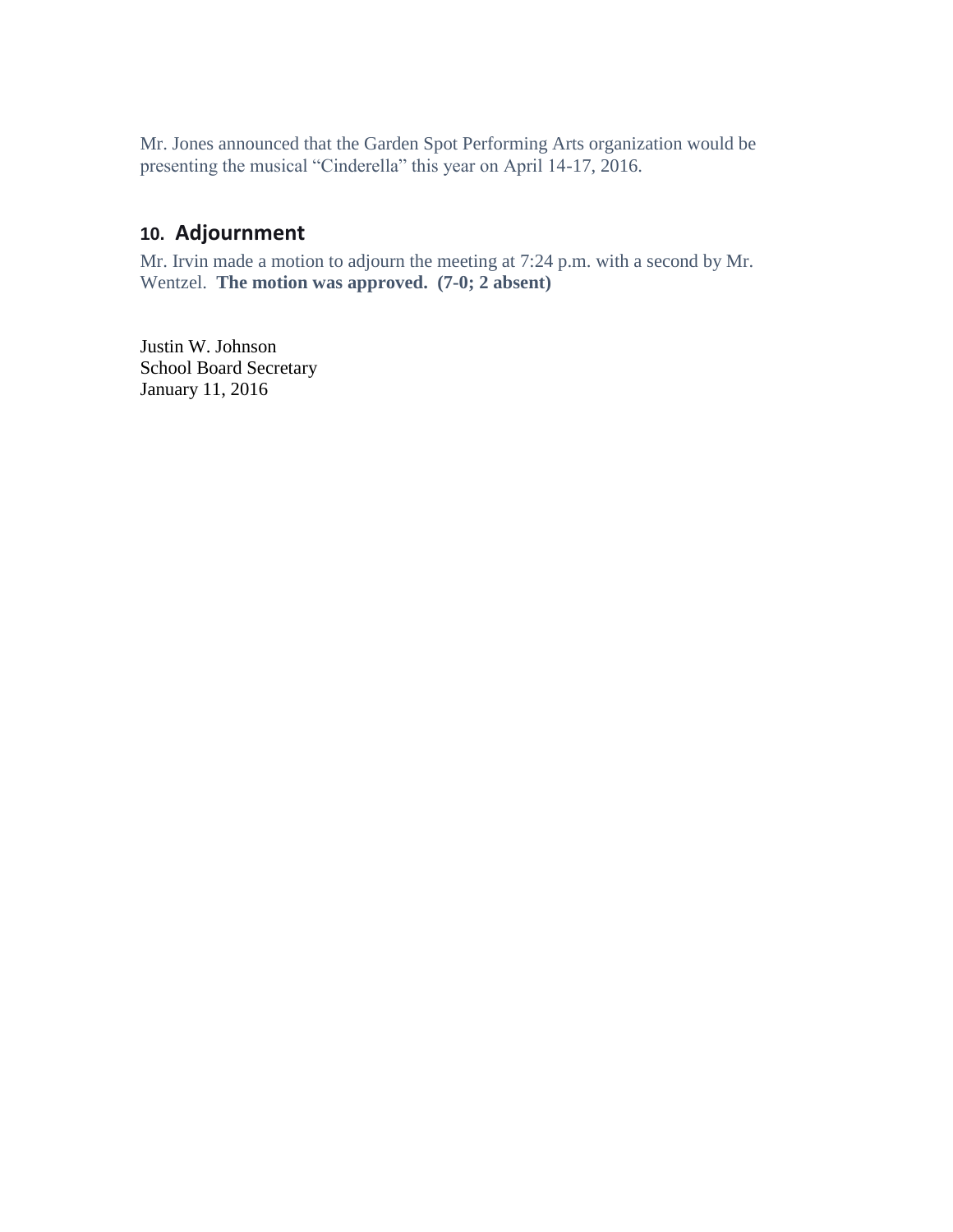Mr. Jones announced that the Garden Spot Performing Arts organization would be presenting the musical “Cinderella” this year on April 14-17, 2016.

## 10. Adjournment

Mr. Irvin made a motion to adjourn the meeting at 7:24 p.m. with a second by Mr. Wentzel. **The motion was approved. (7-0; 2 absent)**

Justin W. Johnson
School Board Secretary
January 11, 2016